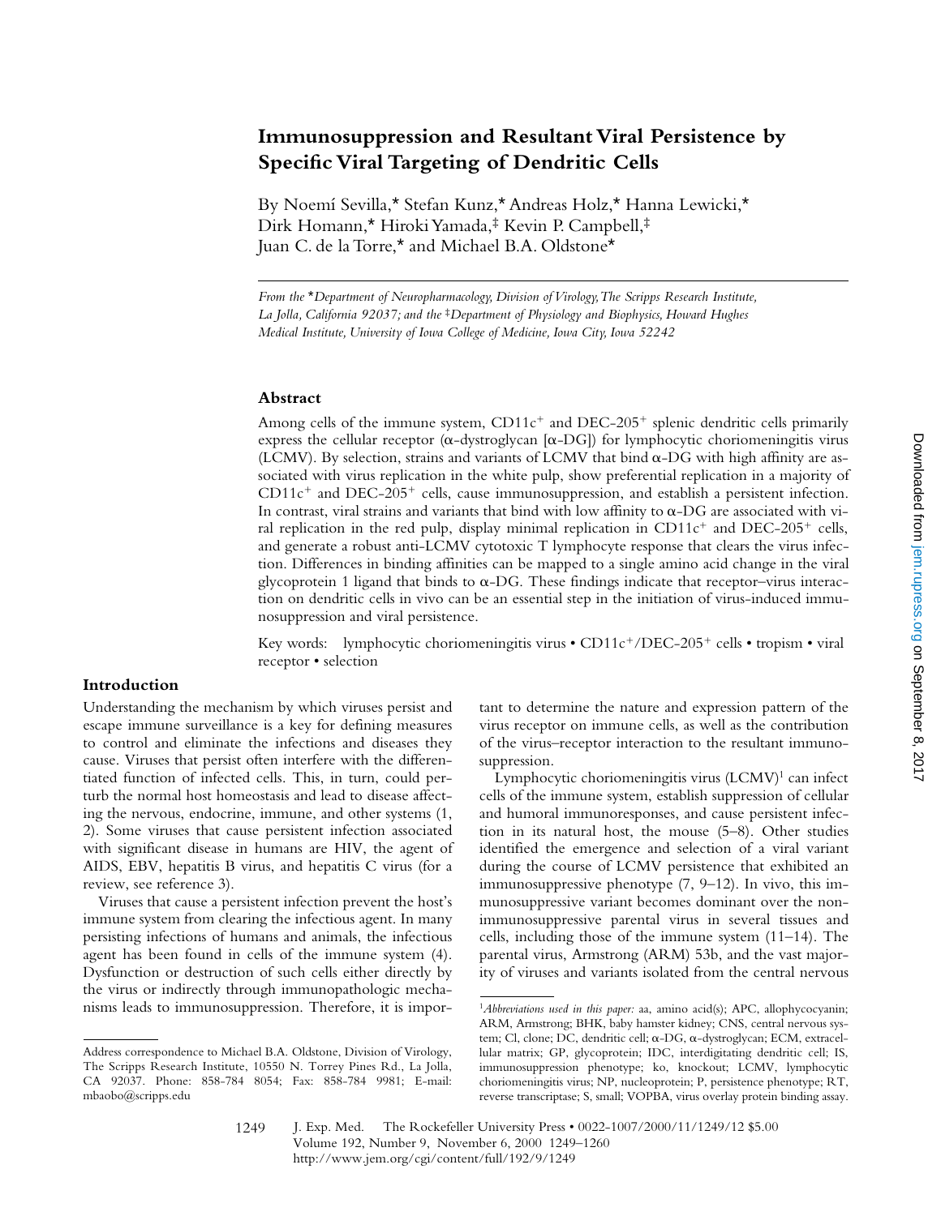# Immunosuppression and Resultant Viral Persistence by Specific Viral Targeting of Dendritic Cells

By Noemí Sevilla,* Stefan Kunz,* Andreas Holz,* Hanna Lewicki,* Dirk Homann,* Hiroki Yamada,‡ Kevin P. Campbell,‡ Juan C. de la Torre,* and Michael B.A. Oldstone*

*From the \*Department of Neuropharmacology, Division of Virology, The Scripps Research Institute, La Jolla, California 92037; and the ‡Department of Physiology and Biophysics, Howard Hughes Medical Institute, University of Iowa College of Medicine, Iowa City, Iowa 52242*

## Abstract

Among cells of the immune system, CD11c$^+$ and DEC-205$^+$ splenic dendritic cells primarily express the cellular receptor (α-dystroglycan [α-DG]) for lymphocytic choriomeningitis virus (LCMV). By selection, strains and variants of LCMV that bind α-DG with high affinity are associated with virus replication in the white pulp, show preferential replication in a majority of CD11c$^+$ and DEC-205$^+$ cells, cause immunosuppression, and establish a persistent infection. In contrast, viral strains and variants that bind with low affinity to α-DG are associated with viral replication in the red pulp, display minimal replication in CD11c$^+$ and DEC-205$^+$ cells, and generate a robust anti-LCMV cytotoxic T lymphocyte response that clears the virus infection. Differences in binding affinities can be mapped to a single amino acid change in the viral glycoprotein 1 ligand that binds to α-DG. These findings indicate that receptor–virus interaction on dendritic cells in vivo can be an essential step in the initiation of virus-induced immunosuppression and viral persistence.

Key words: lymphocytic choriomeningitis virus • CD11c$^+$/DEC-205$^+$ cells • tropism • viral receptor • selection

## Introduction

Understanding the mechanism by which viruses persist and escape immune surveillance is a key for defining measures to control and eliminate the infections and diseases they cause. Viruses that persist often interfere with the differentiated function of infected cells. This, in turn, could perturb the normal host homeostasis and lead to disease affecting the nervous, endocrine, immune, and other systems (1, 2). Some viruses that cause persistent infection associated with significant disease in humans are HIV, the agent of AIDS, EBV, hepatitis B virus, and hepatitis C virus (for a review, see reference 3).

Viruses that cause a persistent infection prevent the host's immune system from clearing the infectious agent. In many persisting infections of humans and animals, the infectious agent has been found in cells of the immune system (4). Dysfunction or destruction of such cells either directly by the virus or indirectly through immunopathologic mechanisms leads to immunosuppression. Therefore, it is important to determine the nature and expression pattern of the virus receptor on immune cells, as well as the contribution of the virus–receptor interaction to the resultant immunosuppression.

Lymphocytic choriomeningitis virus (LCMV)[1] can infect cells of the immune system, establish suppression of cellular and humoral immunoresponses, and cause persistent infection in its natural host, the mouse (5–8). Other studies identified the emergence and selection of a viral variant during the course of LCMV persistence that exhibited an immunosuppressive phenotype (7, 9–12). In vivo, this immunosuppressive variant becomes dominant over the nonimmunosuppressive parental virus in several tissues and cells, including those of the immune system (11–14). The parental virus, Armstrong (ARM) 53b, and the vast majority of viruses and variants isolated from the central nervous

---

Address correspondence to Michael B.A. Oldstone, Division of Virology, The Scripps Research Institute, 10550 N. Torrey Pines Rd., La Jolla, CA 92037. Phone: 858-784 8054; Fax: 858-784 9981; E-mail: mbaobo@scripps.edu

[1] *Abbreviations used in this paper:* aa, amino acid(s); APC, allophycocyanin; ARM, Armstrong; BHK, baby hamster kidney; CNS, central nervous system; Cl, clone; DC, dendritic cell; α-DG, α-dystroglycan; ECM, extracellular matrix; GP, glycoprotein; IDC, interdigitating dendritic cell; IS, immunosuppression phenotype; ko, knockout; LCMV, lymphocytic choriomeningitis virus; NP, nucleoprotein; P, persistence phenotype; RT, reverse transcriptase; S, small; VOPBA, virus overlay protein binding assay.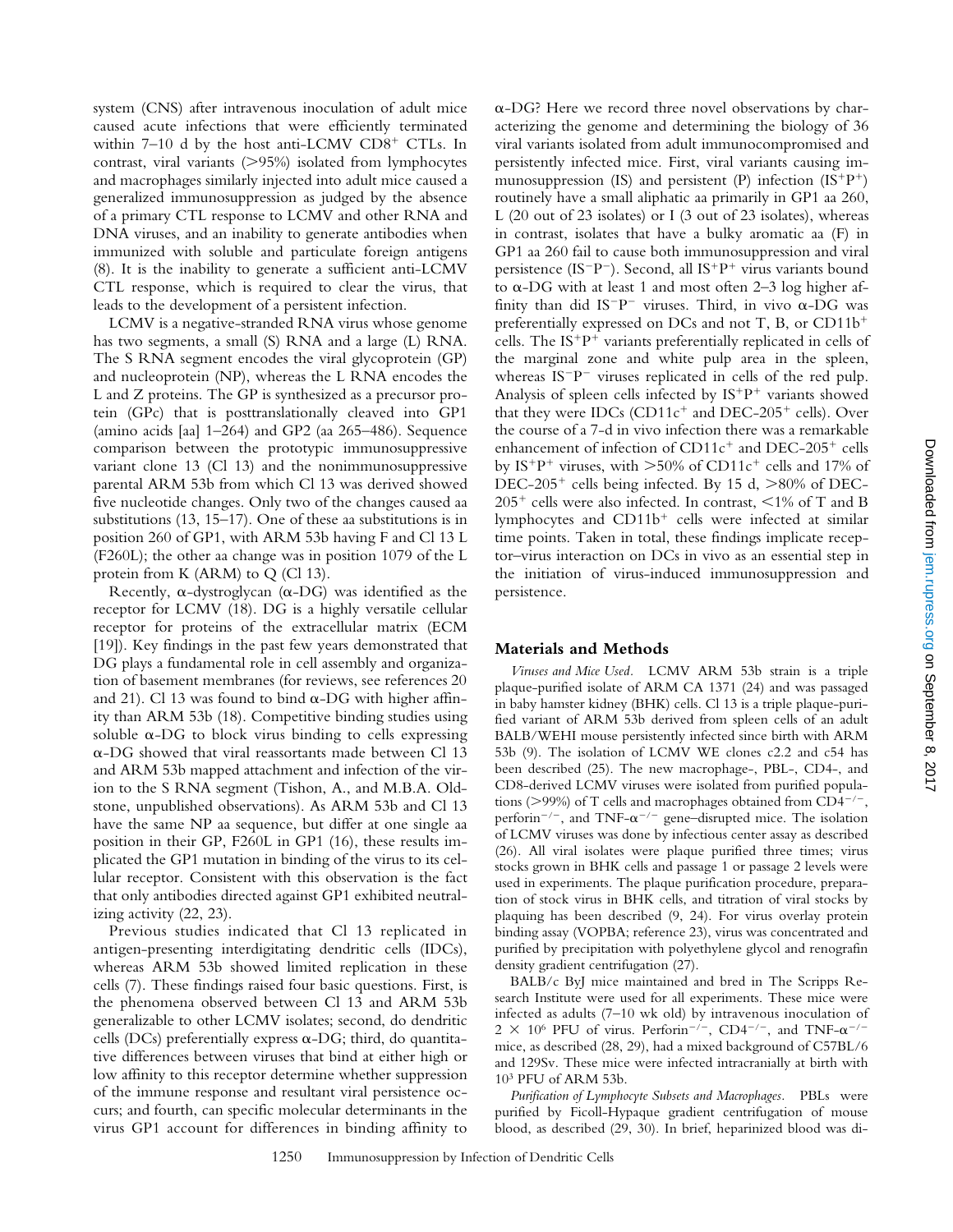system (CNS) after intravenous inoculation of adult mice caused acute infections that were efficiently terminated within 7–10 d by the host anti-LCMV $CD8^+$ CTLs. In contrast, viral variants (>95%) isolated from lymphocytes and macrophages similarly injected into adult mice caused a generalized immunosuppression as judged by the absence of a primary CTL response to LCMV and other RNA and DNA viruses, and an inability to generate antibodies when immunized with soluble and particulate foreign antigens (8). It is the inability to generate a sufficient anti-LCMV CTL response, which is required to clear the virus, that leads to the development of a persistent infection.

LCMV is a negative-stranded RNA virus whose genome has two segments, a small (S) RNA and a large (L) RNA. The S RNA segment encodes the viral glycoprotein (GP) and nucleoprotein (NP), whereas the L RNA encodes the L and Z proteins. The GP is synthesized as a precursor protein (GPc) that is posttranslationally cleaved into GP1 (amino acids [aa] 1–264) and GP2 (aa 265–486). Sequence comparison between the prototypic immunosuppressive variant clone 13 (Cl 13) and the nonimmunosuppressive parental ARM 53b from which Cl 13 was derived showed five nucleotide changes. Only two of the changes caused aa substitutions (13, 15–17). One of these aa substitutions is in position 260 of GP1, with ARM 53b having F and Cl 13 L (F260L); the other aa change was in position 1079 of the L protein from K (ARM) to Q (Cl 13).

Recently, α-dystroglycan (α-DG) was identified as the receptor for LCMV (18). DG is a highly versatile cellular receptor for proteins of the extracellular matrix (ECM [19]). Key findings in the past few years demonstrated that DG plays a fundamental role in cell assembly and organization of basement membranes (for reviews, see references 20 and 21). Cl 13 was found to bind α-DG with higher affinity than ARM 53b (18). Competitive binding studies using soluble α-DG to block virus binding to cells expressing α-DG showed that viral reassortants made between Cl 13 and ARM 53b mapped attachment and infection of the virion to the S RNA segment (Tishon, A., and M.B.A. Oldstone, unpublished observations). As ARM 53b and Cl 13 have the same NP aa sequence, but differ at one single aa position in their GP, F260L in GP1 (16), these results implicated the GP1 mutation in binding of the virus to its cellular receptor. Consistent with this observation is the fact that only antibodies directed against GP1 exhibited neutralizing activity (22, 23).

Previous studies indicated that Cl 13 replicated in antigen-presenting interdigitating dendritic cells (IDCs), whereas ARM 53b showed limited replication in these cells (7). These findings raised four basic questions. First, is the phenomena observed between Cl 13 and ARM 53b generalizable to other LCMV isolates; second, do dendritic cells (DCs) preferentially express α-DG; third, do quantitative differences between viruses that bind at either high or low affinity to this receptor determine whether suppression of the immune response and resultant viral persistence occurs; and fourth, can specific molecular determinants in the virus GP1 account for differences in binding affinity to α-DG? Here we record three novel observations by characterizing the genome and determining the biology of 36 viral variants isolated from adult immunocompromised and persistently infected mice. First, viral variants causing immunosuppression (IS) and persistent (P) infection ($IS^+P^+$) routinely have a small aliphatic aa primarily in GP1 aa 260, L (20 out of 23 isolates) or I (3 out of 23 isolates), whereas in contrast, isolates that have a bulky aromatic aa (F) in GP1 aa 260 fail to cause both immunosuppression and viral persistence ($IS^-P^-$). Second, all $IS^+P^+$ virus variants bound to α-DG with at least 1 and most often 2–3 log higher affinity than did $IS^-P^-$ viruses. Third, in vivo α-DG was preferentially expressed on DCs and not T, B, or $CD11b^+$ cells. The $IS^+P^+$ variants preferentially replicated in cells of the marginal zone and white pulp area in the spleen, whereas $IS^-P^-$ viruses replicated in cells of the red pulp. Analysis of spleen cells infected by $IS^+P^+$ viruses showed that they were IDCs ($CD11c^+$ and DEC-$205^+$ cells). Over the course of a 7-d in vivo infection there was a remarkable enhancement of infection of $CD11c^+$ and DEC-$205^+$ cells by $IS^+P^+$ viruses, with >50% of $CD11c^+$ cells and 17% of DEC-$205^+$ cells being infected. By 15 d, >80% of DEC-$205^+$ cells were also infected. In contrast, <1% of T and B lymphocytes and $CD11b^+$ cells were infected at similar time points. Taken in total, these findings implicate receptor–virus interaction on DCs in vivo as an essential step in the initiation of virus-induced immunosuppression and persistence.

## Materials and Methods

*Viruses and Mice Used.* LCMV ARM 53b strain is a triple plaque-purified isolate of ARM CA 1371 (24) and was passaged in baby hamster kidney (BHK) cells. Cl 13 is a triple plaque-purified variant of ARM 53b derived from spleen cells of an adult BALB/WEHI mouse persistently infected since birth with ARM 53b (9). The isolation of LCMV WE clones c2.2 and c54 has been described (25). The new macrophage-, PBL-, CD4-, and CD8-derived LCMV viruses were isolated from purified populations (>99%) of T cells and macrophages obtained from $CD4^{-/-}$, perforin$^{-/-}$, and TNF-$\alpha^{-/-}$ gene–disrupted mice. The isolation of LCMV viruses was done by infectious center assay as described (26). All viral isolates were plaque purified three times; virus stocks grown in BHK cells and passage 1 or passage 2 levels were used in experiments. The plaque purification procedure, preparation of stock virus in BHK cells, and titration of viral stocks by plaquing has been described (9, 24). For virus overlay protein binding assay (VOPBA; reference 23), virus was concentrated and purified by precipitation with polyethylene glycol and renografin density gradient centrifugation (27).

BALB/c ByJ mice maintained and bred in The Scripps Research Institute were used for all experiments. These mice were infected as adults (7–10 wk old) by intravenous inoculation of $2 \times 10^6$ PFU of virus. Perforin$^{-/-}$, $CD4^{-/-}$, and TNF-$\alpha^{-/-}$ mice, as described (28, 29), had a mixed background of C57BL/6 and 129Sv. These mice were infected intracranially at birth with $10^3$ PFU of ARM 53b.

*Purification of Lymphocyte Subsets and Macrophages.* PBLs were purified by Ficoll-Hypaque gradient centrifugation of mouse blood, as described (29, 30). In brief, heparinized blood was di-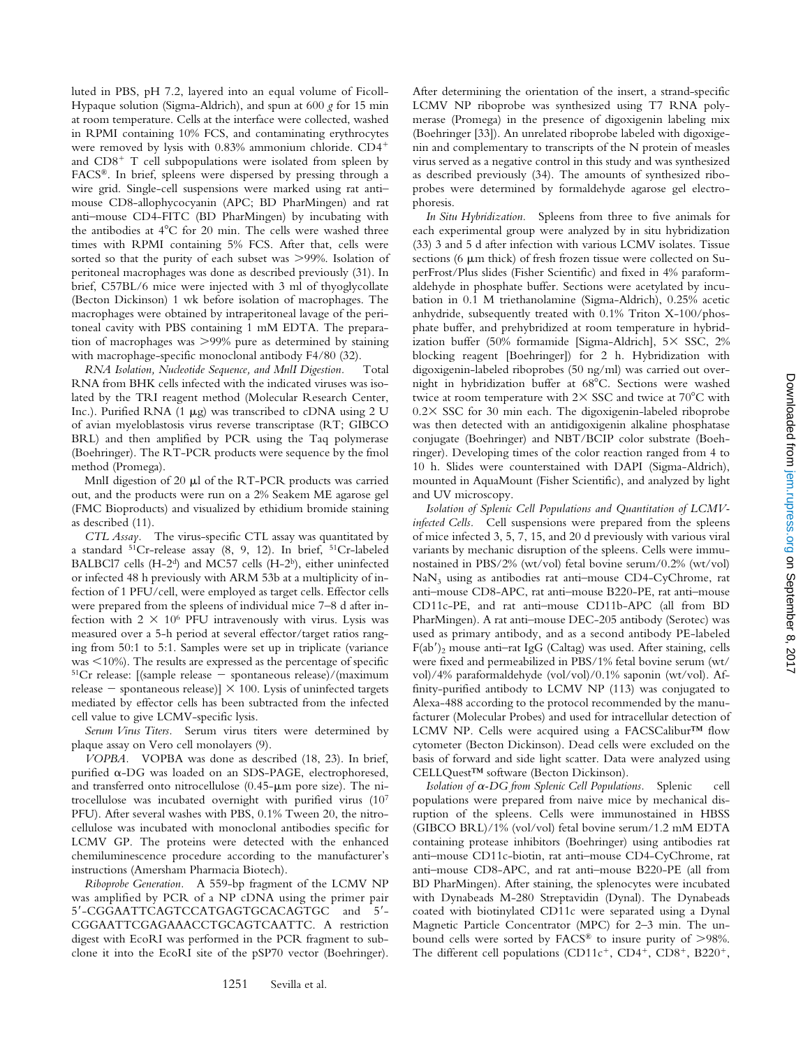luted in PBS, pH 7.2, layered into an equal volume of Ficoll-Hypaque solution (Sigma-Aldrich), and spun at 600 *g* for 15 min at room temperature. Cells at the interface were collected, washed in RPMI containing 10% FCS, and contaminating erythrocytes were removed by lysis with 0.83% ammonium chloride. $CD4^+$ and $CD8^+$ T cell subpopulations were isolated from spleen by FACS®. In brief, spleens were dispersed by pressing through a wire grid. Single-cell suspensions were marked using rat anti–mouse CD8-allophycocyanin (APC; BD PharMingen) and rat anti–mouse CD4-FITC (BD PharMingen) by incubating with the antibodies at 4°C for 20 min. The cells were washed three times with RPMI containing 5% FCS. After that, cells were sorted so that the purity of each subset was >99%. Isolation of peritoneal macrophages was done as described previously (31). In brief, C57BL/6 mice were injected with 3 ml of thyoglycollate (Becton Dickinson) 1 wk before isolation of macrophages. The macrophages were obtained by intraperitoneal lavage of the peritoneal cavity with PBS containing 1 mM EDTA. The preparation of macrophages was >99% pure as determined by staining with macrophage-specific monoclonal antibody F4/80 (32).

*RNA Isolation, Nucleotide Sequence, and MnlI Digestion.* Total RNA from BHK cells infected with the indicated viruses was isolated by the TRI reagent method (Molecular Research Center, Inc.). Purified RNA (1 μg) was transcribed to cDNA using 2 U of avian myeloblastosis virus reverse transcriptase (RT; GIBCO BRL) and then amplified by PCR using the Taq polymerase (Boehringer). The RT-PCR products were sequence by the fmol method (Promega).

MnlI digestion of 20 μl of the RT-PCR products was carried out, and the products were run on a 2% Seakem ME agarose gel (FMC Bioproducts) and visualized by ethidium bromide staining as described (11).

*CTL Assay.* The virus-specific CTL assay was quantitated by a standard $^{51}$Cr-release assay (8, 9, 12). In brief, $^{51}$Cr-labeled BALBCl7 cells (H-$2^d$) and MC57 cells (H-$2^b$), either uninfected or infected 48 h previously with ARM 53b at a multiplicity of infection of 1 PFU/cell, were employed as target cells. Effector cells were prepared from the spleens of individual mice 7–8 d after infection with $2 \times 10^6$ PFU intravenously with virus. Lysis was measured over a 5-h period at several effector/target ratios ranging from 50:1 to 5:1. Samples were set up in triplicate (variance was <10%). The results are expressed as the percentage of specific $^{51}$Cr release: [(sample release − spontaneous release)/(maximum release − spontaneous release)] × 100. Lysis of uninfected targets mediated by effector cells has been subtracted from the infected cell value to give LCMV-specific lysis.

*Serum Virus Titers.* Serum virus titers were determined by plaque assay on Vero cell monolayers (9).

*VOPBA.* VOPBA was done as described (18, 23). In brief, purified α-DG was loaded on an SDS-PAGE, electrophoresed, and transferred onto nitrocellulose (0.45-μm pore size). The nitrocellulose was incubated overnight with purified virus ($10^7$ PFU). After several washes with PBS, 0.1% Tween 20, the nitrocellulose was incubated with monoclonal antibodies specific for LCMV GP. The proteins were detected with the enhanced chemiluminescence procedure according to the manufacturer's instructions (Amersham Pharmacia Biotech).

*Riboprobe Generation.* A 559-bp fragment of the LCMV NP was amplified by PCR of a NP cDNA using the primer pair 5′-CGGAATTCAGTCCATGAGTGCACAGTGC and 5′-CGGAATTCGAGAAACCTGCAGTCAATTC. A restriction digest with EcoRI was performed in the PCR fragment to subclone it into the EcoRI site of the pSP70 vector (Boehringer). After determining the orientation of the insert, a strand-specific LCMV NP riboprobe was synthesized using T7 RNA polymerase (Promega) in the presence of digoxigenin labeling mix (Boehringer [33]). An unrelated riboprobe labeled with digoxigenin and complementary to transcripts of the N protein of measles virus served as a negative control in this study and was synthesized as described previously (34). The amounts of synthesized riboprobes were determined by formaldehyde agarose gel electrophoresis.

*In Situ Hybridization.* Spleens from three to five animals for each experimental group were analyzed by in situ hybridization (33) 3 and 5 d after infection with various LCMV isolates. Tissue sections (6 μm thick) of fresh frozen tissue were collected on SuperFrost/Plus slides (Fisher Scientific) and fixed in 4% paraformaldehyde in phosphate buffer. Sections were acetylated by incubation in 0.1 M triethanolamine (Sigma-Aldrich), 0.25% acetic anhydride, subsequently treated with 0.1% Triton X-100/phosphate buffer, and prehybridized at room temperature in hybridization buffer (50% formamide [Sigma-Aldrich], 5× SSC, 2% blocking reagent [Boehringer]) for 2 h. Hybridization with digoxigenin-labeled riboprobes (50 ng/ml) was carried out overnight in hybridization buffer at 68°C. Sections were washed twice at room temperature with 2× SSC and twice at 70°C with 0.2× SSC for 30 min each. The digoxigenin-labeled riboprobe was then detected with an antidigoxigenin alkaline phosphatase conjugate (Boehringer) and NBT/BCIP color substrate (Boehringer). Developing times of the color reaction ranged from 4 to 10 h. Slides were counterstained with DAPI (Sigma-Aldrich), mounted in AquaMount (Fisher Scientific), and analyzed by light and UV microscopy.

*Isolation of Splenic Cell Populations and Quantitation of LCMV-infected Cells.* Cell suspensions were prepared from the spleens of mice infected 3, 5, 7, 15, and 20 d previously with various viral variants by mechanic disruption of the spleens. Cells were immunostained in PBS/2% (wt/vol) fetal bovine serum/0.2% (wt/vol) $NaN_3$ using as antibodies rat anti–mouse CD4-CyChrome, rat anti–mouse CD8-APC, rat anti–mouse B220-PE, rat anti–mouse CD11c-PE, and rat anti–mouse CD11b-APC (all from BD PharMingen). A rat anti–mouse DEC-205 antibody (Serotec) was used as primary antibody, and as a second antibody PE-labeled $F(ab')_2$ mouse anti–rat IgG (Caltag) was used. After staining, cells were fixed and permeabilized in PBS/1% fetal bovine serum (wt/vol)/4% paraformaldehyde (vol/vol)/0.1% saponin (wt/vol). Affinity-purified antibody to LCMV NP (113) was conjugated to Alexa-488 according to the protocol recommended by the manufacturer (Molecular Probes) and used for intracellular detection of LCMV NP. Cells were acquired using a FACSCalibur™ flow cytometer (Becton Dickinson). Dead cells were excluded on the basis of forward and side light scatter. Data were analyzed using CELLQuest™ software (Becton Dickinson).

*Isolation of α-DG from Splenic Cell Populations.* Splenic cell populations were prepared from naive mice by mechanical disruption of the spleens. Cells were immunostained in HBSS (GIBCO BRL)/1% (vol/vol) fetal bovine serum/1.2 mM EDTA containing protease inhibitors (Boehringer) using antibodies rat anti–mouse CD11c-biotin, rat anti–mouse CD4-CyChrome, rat anti–mouse CD8-APC, and rat anti–mouse B220-PE (all from BD PharMingen). After staining, the splenocytes were incubated with Dynabeads M-280 Streptavidin (Dynal). The Dynabeads coated with biotinylated CD11c were separated using a Dynal Magnetic Particle Concentrator (MPC) for 2–3 min. The unbound cells were sorted by FACS® to insure purity of >98%. The different cell populations ($CD11c^+$, $CD4^+$, $CD8^+$, $B220^+$,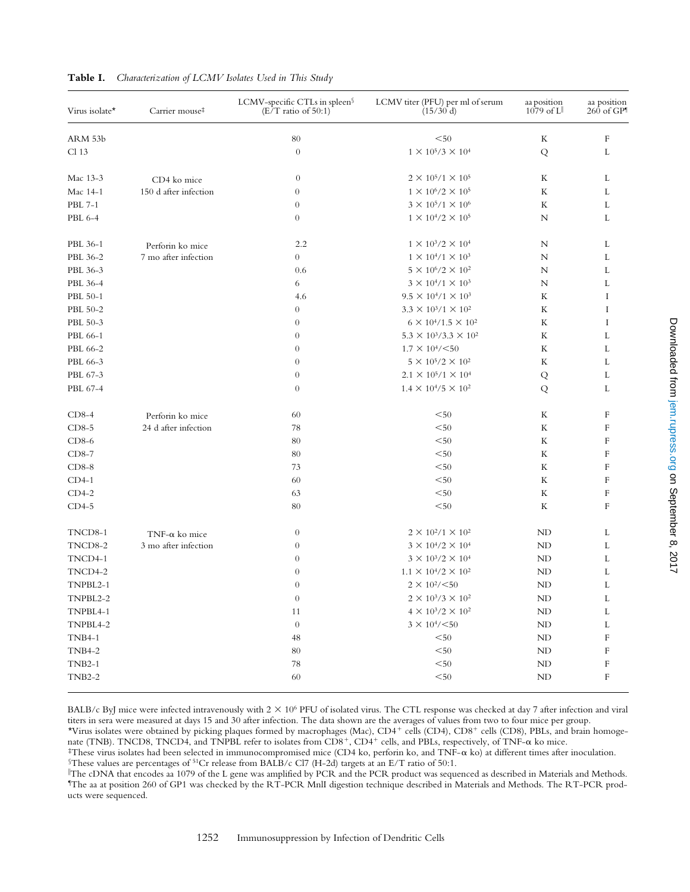**Table I.** *Characterization of LCMV Isolates Used in This Study*

| Virus isolate* | Carrier mouse‡ | LCMV-specific CTLs in spleen§ (E/T ratio of 50:1) | LCMV titer (PFU) per ml of serum (15/30 d) | aa position 1079 of L‖ | aa position 260 of GP¶ |
|---|---|---|---|---|---|
| ARM 53b | | 80 | <50 | K | F |
| Cl 13 | | 0 | $1 \times 10^5/3 \times 10^4$ | Q | L |
| Mac 13-3 | CD4 ko mice 150 d after infection | 0 | $2 \times 10^5/1 \times 10^5$ | K | L |
| Mac 14-1 | | 0 | $1 \times 10^6/2 \times 10^5$ | K | L |
| PBL 7-1 | | 0 | $3 \times 10^5/1 \times 10^6$ | K | L |
| PBL 6-4 | | 0 | $1 \times 10^4/2 \times 10^5$ | N | L |
| PBL 36-1 | Perforin ko mice 7 mo after infection | 2.2 | $1 \times 10^3/2 \times 10^4$ | N | L |
| PBL 36-2 | | 0 | $1 \times 10^4/1 \times 10^3$ | N | L |
| PBL 36-3 | | 0.6 | $5 \times 10^6/2 \times 10^2$ | N | L |
| PBL 36-4 | | 6 | $3 \times 10^4/1 \times 10^3$ | N | L |
| PBL 50-1 | | 4.6 | $9.5 \times 10^4/1 \times 10^3$ | K | I |
| PBL 50-2 | | 0 | $3.3 \times 10^3/1 \times 10^2$ | K | I |
| PBL 50-3 | | 0 | $6 \times 10^4/1.5 \times 10^2$ | K | I |
| PBL 66-1 | | 0 | $5.3 \times 10^3/3.3 \times 10^2$ | K | L |
| PBL 66-2 | | 0 | $1.7 \times 10^4$/<50 | K | L |
| PBL 66-3 | | 0 | $5 \times 10^5/2 \times 10^2$ | K | L |
| PBL 67-3 | | 0 | $2.1 \times 10^5/1 \times 10^4$ | Q | L |
| PBL 67-4 | | 0 | $1.4 \times 10^4/5 \times 10^2$ | Q | L |
| CD8-4 | Perforin ko mice 24 d after infection | 60 | <50 | K | F |
| CD8-5 | | 78 | <50 | K | F |
| CD8-6 | | 80 | <50 | K | F |
| CD8-7 | | 80 | <50 | K | F |
| CD8-8 | | 73 | <50 | K | F |
| CD4-1 | | 60 | <50 | K | F |
| CD4-2 | | 63 | <50 | K | F |
| CD4-5 | | 80 | <50 | K | F |
| TNCD8-1 | TNF-α ko mice 3 mo after infection | 0 | $2 \times 10^2/1 \times 10^2$ | ND | L |
| TNCD8-2 | | 0 | $3 \times 10^4/2 \times 10^4$ | ND | L |
| TNCD4-1 | | 0 | $3 \times 10^3/2 \times 10^4$ | ND | L |
| TNCD4-2 | | 0 | $1.1 \times 10^4/2 \times 10^2$ | ND | L |
| TNPBL2-1 | | 0 | $2 \times 10^2$/<50 | ND | L |
| TNPBL2-2 | | 0 | $2 \times 10^3/3 \times 10^2$ | ND | L |
| TNPBL4-1 | | 11 | $4 \times 10^3/2 \times 10^2$ | ND | L |
| TNPBL4-2 | | 0 | $3 \times 10^4$/<50 | ND | L |
| TNB4-1 | | 48 | <50 | ND | F |
| TNB4-2 | | 80 | <50 | ND | F |
| TNB2-1 | | 78 | <50 | ND | F |
| TNB2-2 | | 60 | <50 | ND | F |

BALB/c ByJ mice were infected intravenously with $2 \times 10^6$ PFU of isolated virus. The CTL response was checked at day 7 after infection and viral titers in sera were measured at days 15 and 30 after infection. The data shown are the averages of values from two to four mice per group.

*Virus isolates were obtained by picking plaques formed by macrophages (Mac), CD4+ cells (CD4), CD8+ cells (CD8), PBLs, and brain homogenate (TNB). TNCD8, TNCD4, and TNPBL refer to isolates from CD8+, CD4+ cells, and PBLs, respectively, of TNF-α ko mice.

‡These virus isolates had been selected in immunocompromised mice (CD4 ko, perforin ko, and TNF-α ko) at different times after inoculation.

§These values are percentages of $^{51}$Cr release from BALB/c Cl7 (H-2d) targets at an E/T ratio of 50:1.

‖The cDNA that encodes aa 1079 of the L gene was amplified by PCR and the PCR product was sequenced as described in Materials and Methods.

¶The aa at position 260 of GP1 was checked by the RT-PCR MnlI digestion technique described in Materials and Methods. The RT-PCR products were sequenced.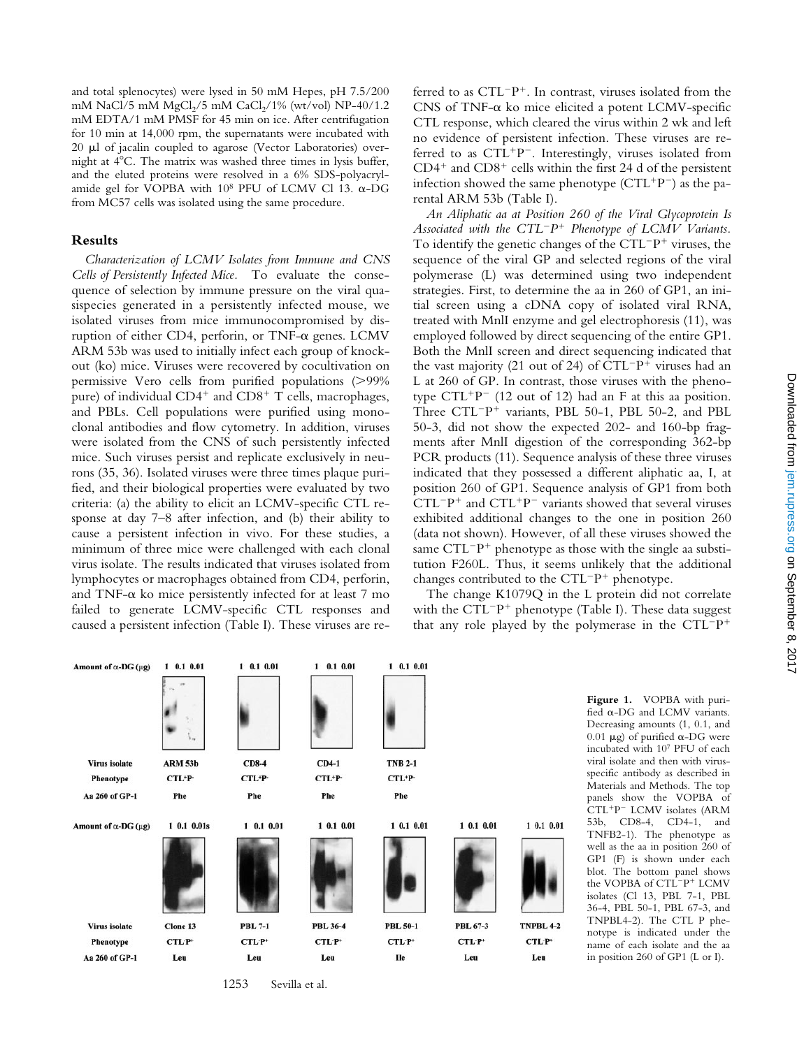and total splenocytes) were lysed in 50 mM Hepes, pH 7.5/200 mM NaCl/5 mM $MgCl_2$/5 mM $CaCl_2$/1% (wt/vol) NP-40/1.2 mM EDTA/1 mM PMSF for 45 min on ice. After centrifugation for 10 min at 14,000 rpm, the supernatants were incubated with 20 μl of jacalin coupled to agarose (Vector Laboratories) overnight at 4°C. The matrix was washed three times in lysis buffer, and the eluted proteins were resolved in a 6% SDS-polyacrylamide gel for VOPBA with $10^8$ PFU of LCMV Cl 13. α-DG from MC57 cells was isolated using the same procedure.

## Results

*Characterization of LCMV Isolates from Immune and CNS Cells of Persistently Infected Mice.* To evaluate the consequence of selection by immune pressure on the viral quasispecies generated in a persistently infected mouse, we isolated viruses from mice immunocompromised by disruption of either CD4, perforin, or TNF-α genes. LCMV ARM 53b was used to initially infect each group of knockout (ko) mice. Viruses were recovered by cocultivation on permissive Vero cells from purified populations (>99% pure) of individual $CD4^+$ and $CD8^+$ T cells, macrophages, and PBLs. Cell populations were purified using monoclonal antibodies and flow cytometry. In addition, viruses were isolated from the CNS of such persistently infected mice. Such viruses persist and replicate exclusively in neurons (35, 36). Isolated viruses were three times plaque purified, and their biological properties were evaluated by two criteria: (a) the ability to elicit an LCMV-specific CTL response at day 7–8 after infection, and (b) their ability to cause a persistent infection in vivo. For these studies, a minimum of three mice were challenged with each clonal virus isolate. The results indicated that viruses isolated from lymphocytes or macrophages obtained from CD4, perforin, and TNF-α ko mice persistently infected for at least 7 mo failed to generate LCMV-specific CTL responses and caused a persistent infection (Table I). These viruses are referred to as $CTL^-P^+$. In contrast, viruses isolated from the CNS of TNF-α ko mice elicited a potent LCMV-specific CTL response, which cleared the virus within 2 wk and left no evidence of persistent infection. These viruses are referred to as $CTL^+P^-$. Interestingly, viruses isolated from $CD4^+$ and $CD8^+$ cells within the first 24 d of the persistent infection showed the same phenotype ($CTL^+P^-$) as the parental ARM 53b (Table I).

*An Aliphatic aa at Position 260 of the Viral Glycoprotein Is Associated with the $CTL^-P^+$ Phenotype of LCMV Variants.* To identify the genetic changes of the $CTL^-P^+$ viruses, the sequence of the viral GP and selected regions of the viral polymerase (L) was determined using two independent strategies. First, to determine the aa in 260 of GP1, an initial screen using a cDNA copy of isolated viral RNA, treated with MnlI enzyme and gel electrophoresis (11), was employed followed by direct sequencing of the entire GP1. Both the MnlI screen and direct sequencing indicated that the vast majority (21 out of 24) of $CTL^-P^+$ viruses had an L at 260 of GP. In contrast, those viruses with the phenotype $CTL^+P^-$ (12 out of 12) had an F at this aa position. Three $CTL^-P^+$ variants, PBL 50-1, PBL 50-2, and PBL 50-3, did not show the expected 202- and 160-bp fragments after MnlI digestion of the corresponding 362-bp PCR products (11). Sequence analysis of these three viruses indicated that they possessed a different aliphatic aa, I, at position 260 of GP1. Sequence analysis of GP1 from both $CTL^-P^+$ and $CTL^+P^-$ variants showed that several viruses exhibited additional changes to the one in position 260 (data not shown). However, of all these viruses showed the same $CTL^-P^+$ phenotype as those with the single aa substitution F260L. Thus, it seems unlikely that the additional changes contributed to the $CTL^-P^+$ phenotype.

The change K1079Q in the L protein did not correlate with the $CTL^-P^+$ phenotype (Table I). These data suggest that any role played by the polymerase in the $CTL^-P^+$

| Amount of α-DG (μg) | 1 0.1 0.01 | 1 0.1 0.01 | 1 0.1 0.01 | 1 0.1 0.01 | | |
|---|---|---|---|---|---|---|
| Virus isolate | ARM 53b | CD8-4 | CD4-1 | TNB 2-1 | | |
| Phenotype | $CTL^+P^-$ | $CTL^+P^-$ | $CTL^+P^-$ | $CTL^+P^-$ | | |
| Aa 260 of GP-1 | Phe | Phe | Phe | Phe | | |
| Amount of α-DG (μg) | 1 0.1 0.01s | 1 0.1 0.01 | 1 0.1 0.01 | 1 0.1 0.01 | 1 0.1 0.01 | 1 0.1 0.01 |
| Virus isolate | Clone 13 | PBL 7-1 | PBL 36-4 | PBL 50-1 | PBL 67-3 | TNPBL 4-2 |
| Phenotype | $CTL^-P^+$ | $CTL^-P^+$ | $CTL^-P^+$ | $CTL^-P^+$ | $CTL^-P^+$ | $CTL^-P^+$ |
| Aa 260 of GP-1 | Leu | Leu | Leu | Ile | Leu | Leu |

**Figure 1.** VOPBA with purified α-DG and LCMV variants. Decreasing amounts (1, 0.1, and 0.01 μg) of purified α-DG were incubated with $10^7$ PFU of each viral isolate and then with virus-specific antibody as described in Materials and Methods. The top panels show the VOPBA of $CTL^+P^-$ LCMV isolates (ARM 53b, CD8-4, CD4-1, and TNFB2-1). The phenotype as well as the aa in position 260 of GP1 (F) is shown under each blot. The bottom panel shows the VOPBA of $CTL^-P^+$ LCMV isolates (Cl 13, PBL 7-1, PBL 36-4, PBL 50-1, PBL 67-3, and TNPBL4-2). The CTL P phenotype is indicated under the name of each isolate and the aa in position 260 of GP1 (L or I).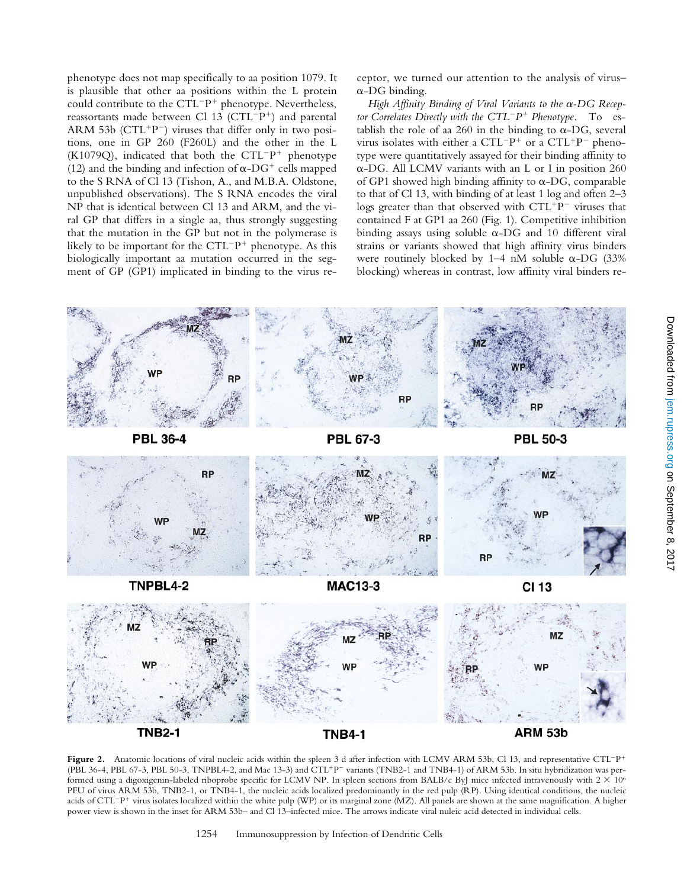phenotype does not map specifically to aa position 1079. It is plausible that other aa positions within the L protein could contribute to the CTL$^-$P$^+$ phenotype. Nevertheless, reassortants made between Cl 13 (CTL$^-$P$^+$) and parental ARM 53b (CTL$^+$P$^-$) viruses that differ only in two positions, one in GP 260 (F260L) and the other in the L (K1079Q), indicated that both the CTL$^-$P$^+$ phenotype (12) and the binding and infection of α-DG$^+$ cells mapped to the S RNA of Cl 13 (Tishon, A., and M.B.A. Oldstone, unpublished observations). The S RNA encodes the viral NP that is identical between Cl 13 and ARM, and the viral GP that differs in a single aa, thus strongly suggesting that the mutation in the GP but not in the polymerase is likely to be important for the CTL$^-$P$^+$ phenotype. As this biologically important aa mutation occurred in the segment of GP (GP1) implicated in binding to the virus receptor, we turned our attention to the analysis of virus–α-DG binding.

*High Affinity Binding of Viral Variants to the α-DG Receptor Correlates Directly with the CTL$^-$P$^+$ Phenotype.* To establish the role of aa 260 in the binding to α-DG, several virus isolates with either a CTL$^-$P$^+$ or a CTL$^+$P$^-$ phenotype were quantitatively assayed for their binding affinity to α-DG. All LCMV variants with an L or I in position 260 of GP1 showed high binding affinity to α-DG, comparable to that of Cl 13, with binding of at least 1 log and often 2–3 logs greater than that observed with CTL$^+$P$^-$ viruses that contained F at GP1 aa 260 (Fig. 1). Competitive inhibition binding assays using soluble α-DG and 10 different viral strains or variants showed that high affinity virus binders were routinely blocked by 1–4 nM soluble α-DG (33% blocking) whereas in contrast, low affinity viral binders re-

**Figure 2.** Anatomic locations of viral nucleic acids within the spleen 3 d after infection with LCMV ARM 53b, Cl 13, and representative CTL$^-$P$^+$ (PBL 36-4, PBL 67-3, PBL 50-3, TNPBL4-2, and Mac 13-3) and CTL$^+$P$^-$ variants (TNB2-1 and TNB4-1) of ARM 53b. In situ hybridization was performed using a digoxigenin-labeled riboprobe specific for LCMV NP. In spleen sections from BALB/c ByJ mice infected intravenously with $2 \times 10^6$ PFU of virus ARM 53b, TNB2-1, or TNB4-1, the nucleic acids localized predominantly in the red pulp (RP). Using identical conditions, the nucleic acids of CTL$^-$P$^+$ virus isolates localized within the white pulp (WP) or its marginal zone (MZ). All panels are shown at the same magnification. A higher power view is shown in the inset for ARM 53b– and Cl 13–infected mice. The arrows indicate viral nuleic acid detected in individual cells.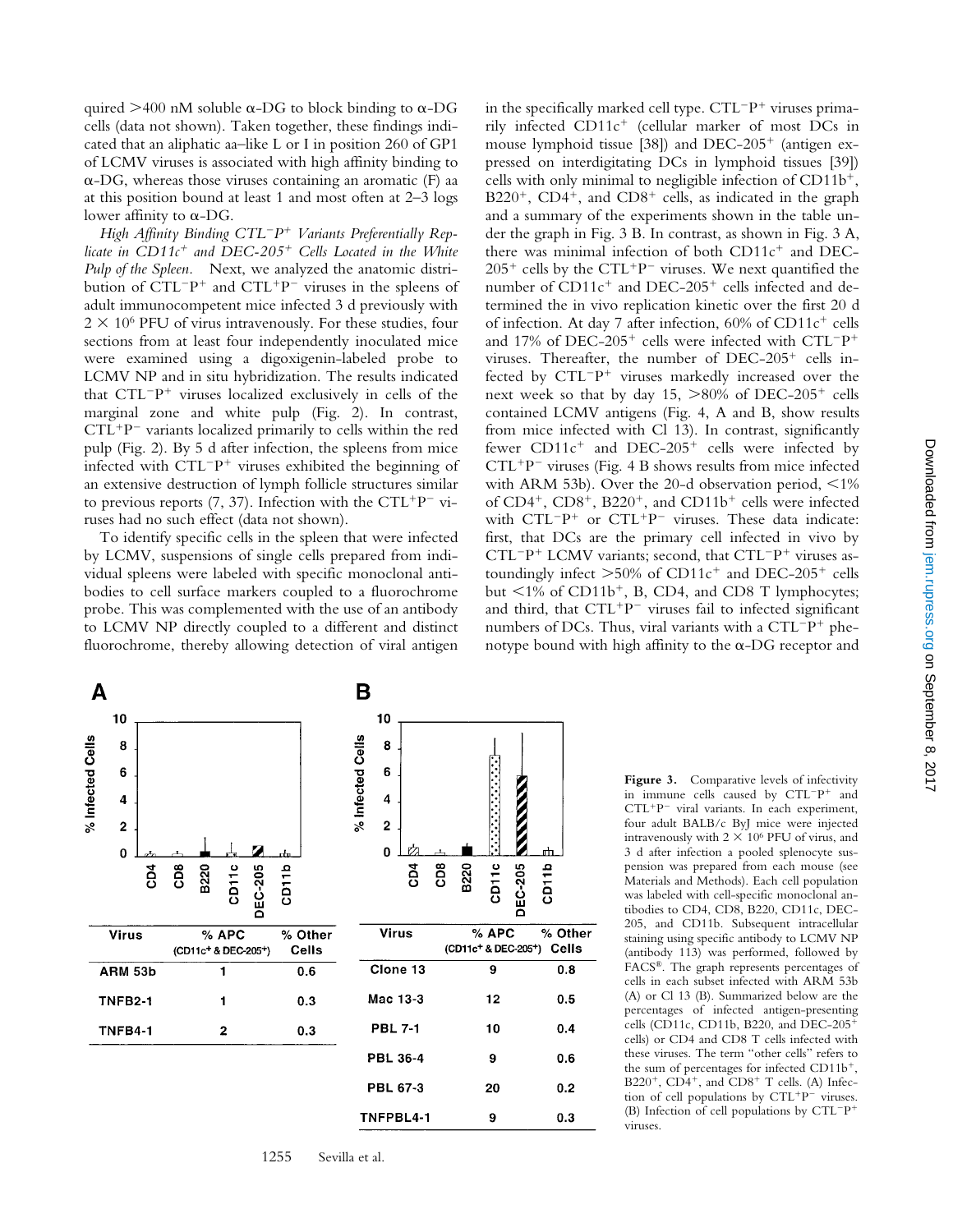quired >400 nM soluble α-DG to block binding to α-DG cells (data not shown). Taken together, these findings indicated that an aliphatic aa–like L or I in position 260 of GP1 of LCMV viruses is associated with high affinity binding to α-DG, whereas those viruses containing an aromatic (F) aa at this position bound at least 1 and most often at 2–3 logs lower affinity to α-DG.

*High Affinity Binding $CTL^-P^+$ Variants Preferentially Replicate in $CD11c^+$ and DEC-$205^+$ Cells Located in the White Pulp of the Spleen.* Next, we analyzed the anatomic distribution of $CTL^-P^+$ and $CTL^+P^-$ viruses in the spleens of adult immunocompetent mice infected 3 d previously with $2 \times 10^6$ PFU of virus intravenously. For these studies, four sections from at least four independently inoculated mice were examined using a digoxigenin-labeled probe to LCMV NP and in situ hybridization. The results indicated that $CTL^-P^+$ viruses localized exclusively in cells of the marginal zone and white pulp (Fig. 2). In contrast, $CTL^+P^-$ variants localized primarily to cells within the red pulp (Fig. 2). By 5 d after infection, the spleens from mice infected with $CTL^-P^+$ viruses exhibited the beginning of an extensive destruction of lymph follicle structures similar to previous reports (7, 37). Infection with the $CTL^+P^-$ viruses had no such effect (data not shown).

To identify specific cells in the spleen that were infected by LCMV, suspensions of single cells prepared from individual spleens were labeled with specific monoclonal antibodies to cell surface markers coupled to a fluorochrome probe. This was complemented with the use of an antibody to LCMV NP directly coupled to a different and distinct fluorochrome, thereby allowing detection of viral antigen in the specifically marked cell type. $CTL^-P^+$ viruses primarily infected $CD11c^+$ (cellular marker of most DCs in mouse lymphoid tissue [38]) and DEC-$205^+$ (antigen expressed on interdigitating DCs in lymphoid tissues [39]) cells with only minimal to negligible infection of $CD11b^+$, $B220^+$, $CD4^+$, and $CD8^+$ cells, as indicated in the graph and a summary of the experiments shown in the table under the graph in Fig. 3 B. In contrast, as shown in Fig. 3 A, there was minimal infection of both $CD11c^+$ and DEC-$205^+$ cells by the $CTL^+P^-$ viruses. We next quantified the number of $CD11c^+$ and DEC-$205^+$ cells infected and determined the in vivo replication kinetic over the first 20 d of infection. At day 7 after infection, 60% of $CD11c^+$ cells and 17% of DEC-$205^+$ cells were infected with $CTL^-P^+$ viruses. Thereafter, the number of DEC-$205^+$ cells infected by $CTL^-P^+$ viruses markedly increased over the next week so that by day 15, >80% of DEC-$205^+$ cells contained LCMV antigens (Fig. 4, A and B, show results from mice infected with Cl 13). In contrast, significantly fewer $CD11c^+$ and DEC-$205^+$ cells were infected by $CTL^+P^-$ viruses (Fig. 4 B shows results from mice infected with ARM 53b). Over the 20-d observation period, <1% of $CD4^+$, $CD8^+$, $B220^+$, and $CD11b^+$ cells were infected with $CTL^-P^+$ or $CTL^+P^-$ viruses. These data indicate: first, that DCs are the primary cell infected in vivo by $CTL^-P^+$ LCMV variants; second, that $CTL^-P^+$ viruses astoundingly infect >50% of $CD11c^+$ and DEC-$205^+$ cells but <1% of $CD11b^+$, B, CD4, and CD8 T lymphocytes; and third, that $CTL^+P^-$ viruses fail to infected significant numbers of DCs. Thus, viral variants with a $CTL^-P^+$ phenotype bound with high affinity to the α-DG receptor and

| Virus | % APC ($CD11c^+$ & DEC-$205^+$) | % Other Cells |
|---|---|---|
| ARM 53b | 1 | 0.6 |
| TNFB2-1 | 1 | 0.3 |
| TNFB4-1 | 2 | 0.3 |

| Virus | % APC ($CD11c^+$ & DEC-$205^+$) | % Other Cells |
|---|---|---|
| Clone 13 | 9 | 0.8 |
| Mac 13-3 | 12 | 0.5 |
| PBL 7-1 | 10 | 0.4 |
| PBL 36-4 | 9 | 0.6 |
| PBL 67-3 | 20 | 0.2 |
| TNFPBL4-1 | 9 | 0.3 |

**Figure 3.** Comparative levels of infectivity in immune cells caused by $CTL^-P^+$ and $CTL^+P^-$ viral variants. In each experiment, four adult BALB/c ByJ mice were injected intravenously with $2 \times 10^6$ PFU of virus, and 3 d after infection a pooled splenocyte suspension was prepared from each mouse (see Materials and Methods). Each cell population was labeled with cell-specific monoclonal antibodies to CD4, CD8, B220, CD11c, DEC-205, and CD11b. Subsequent intracellular staining using specific antibody to LCMV NP (antibody 113) was performed, followed by FACS®. The graph represents percentages of cells in each subset infected with ARM 53b (A) or Cl 13 (B). Summarized below are the percentages of infected antigen-presenting cells (CD11c, CD11b, B220, and DEC-$205^+$ cells) or CD4 and CD8 T cells infected with these viruses. The term "other cells" refers to the sum of percentages for infected $CD11b^+$, $B220^+$, $CD4^+$, and $CD8^+$ T cells. (A) Infection of cell populations by $CTL^+P^-$ viruses. (B) Infection of cell populations by $CTL^-P^+$ viruses.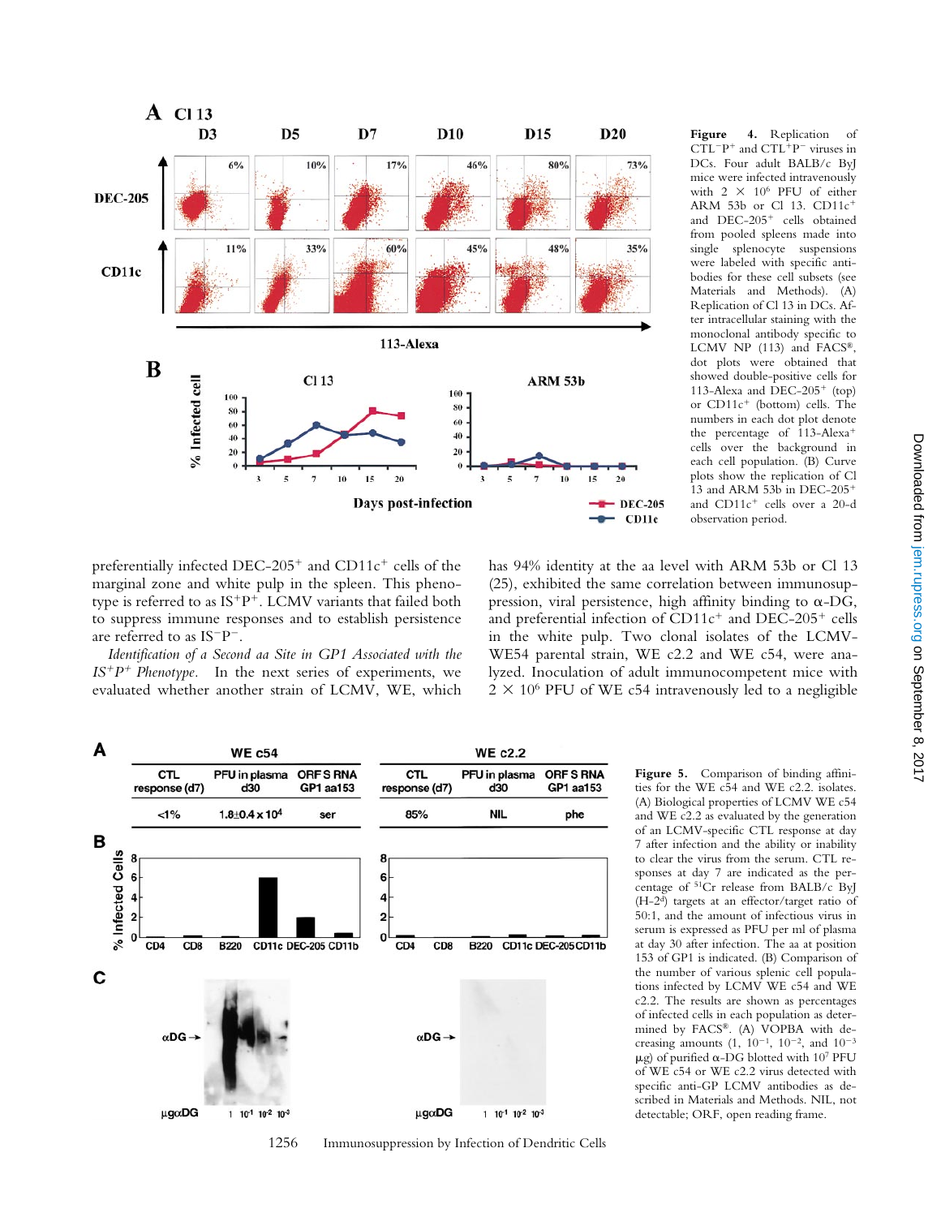**Figure 4.** Replication of CTL$^{-}$P$^{+}$ and CTL$^{+}$P$^{-}$ viruses in DCs. Four adult BALB/c ByJ mice were infected intravenously with $2 \times 10^{6}$ PFU of either ARM 53b or Cl 13. CD11c$^{+}$ and DEC-205$^{+}$ cells obtained from pooled spleens made into single splenocyte suspensions were labeled with specific antibodies for these cell subsets (see Materials and Methods). (A) Replication of Cl 13 in DCs. After intracellular staining with the monoclonal antibody specific to LCMV NP (113) and FACS®, dot plots were obtained that showed double-positive cells for 113-Alexa and DEC-205$^{+}$ (top) or CD11c$^{+}$ (bottom) cells. The numbers in each dot plot denote the percentage of 113-Alexa$^{+}$ cells over the background in each cell population. (B) Curve plots show the replication of Cl 13 and ARM 53b in DEC-205$^{+}$ and CD11c$^{+}$ cells over a 20-d observation period.

preferentially infected DEC-205$^{+}$ and CD11c$^{+}$ cells of the marginal zone and white pulp in the spleen. This phenotype is referred to as IS$^{+}$P$^{+}$. LCMV variants that failed both to suppress immune responses and to establish persistence are referred to as IS$^{-}$P$^{-}$.

*Identification of a Second aa Site in GP1 Associated with the IS$^{+}$P$^{+}$ Phenotype.* In the next series of experiments, we evaluated whether another strain of LCMV, WE, which has 94% identity at the aa level with ARM 53b or Cl 13 (25), exhibited the same correlation between immunosuppression, viral persistence, high affinity binding to α-DG, and preferential infection of CD11c$^{+}$ and DEC-205$^{+}$ cells in the white pulp. Two clonal isolates of the LCMV-WE54 parental strain, WE c2.2 and WE c54, were analyzed. Inoculation of adult immunocompetent mice with $2 \times 10^{6}$ PFU of WE c54 intravenously led to a negligible

| | WE c54 | | | WE c2.2 | |
|---|---|---|---|---|---|
| CTL response (d7) | PFU in plasma d30 | ORF S RNA GP1 aa153 | CTL response (d7) | PFU in plasma d30 | ORF S RNA GP1 aa153 |
| <1% | $1.8 \pm 0.4 \times 10^{4}$ | ser | 85% | NIL | phe |

**Figure 5.** Comparison of binding affinities for the WE c54 and WE c2.2. isolates. (A) Biological properties of LCMV WE c54 and WE c2.2 as evaluated by the generation of an LCMV-specific CTL response at day 7 after infection and the ability or inability to clear the virus from the serum. CTL responses at day 7 are indicated as the percentage of $^{51}$Cr release from BALB/c ByJ (H-2$^{d}$) targets at an effector/target ratio of 50:1, and the amount of infectious virus in serum is expressed as PFU per ml of plasma at day 30 after infection. The aa at position 153 of GP1 is indicated. (B) Comparison of the number of various splenic cell populations infected by LCMV WE c54 and WE c2.2. The results are shown as percentages of infected cells in each population as determined by FACS®. (A) VOPBA with decreasing amounts (1, $10^{-1}$, $10^{-2}$, and $10^{-3}$ μg) of purified α-DG blotted with $10^{7}$ PFU of WE c54 or WE c2.2 virus detected with specific anti-GP LCMV antibodies as described in Materials and Methods. NIL, not detectable; ORF, open reading frame.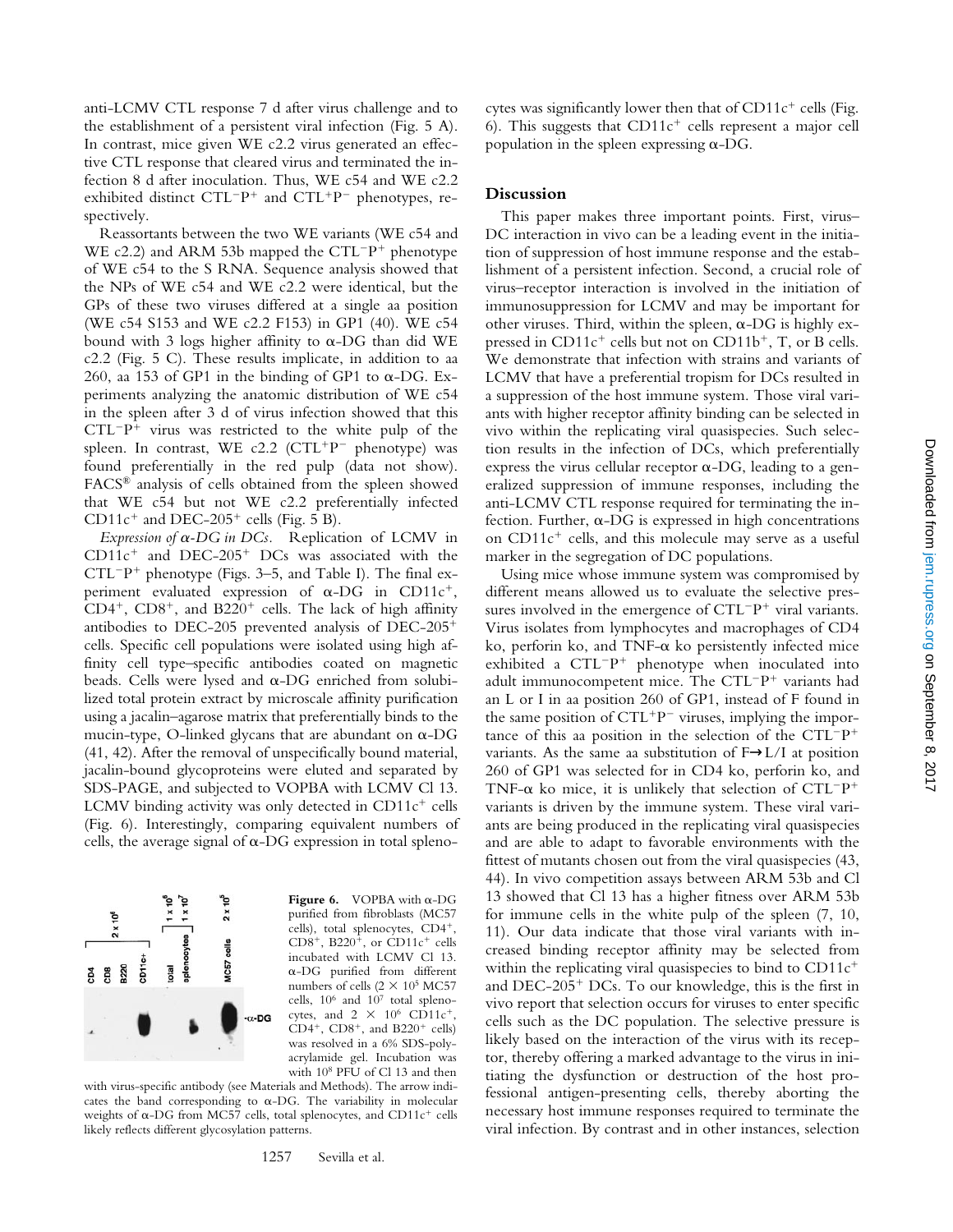anti-LCMV CTL response 7 d after virus challenge and to the establishment of a persistent viral infection (Fig. 5 A). In contrast, mice given WE c2.2 virus generated an effective CTL response that cleared virus and terminated the infection 8 d after inoculation. Thus, WE c54 and WE c2.2 exhibited distinct $CTL^{-}P^{+}$ and $CTL^{+}P^{-}$ phenotypes, respectively.

Reassortants between the two WE variants (WE c54 and WE c2.2) and ARM 53b mapped the $CTL^{-}P^{+}$ phenotype of WE c54 to the S RNA. Sequence analysis showed that the NPs of WE c54 and WE c2.2 were identical, but the GPs of these two viruses differed at a single aa position (WE c54 S153 and WE c2.2 F153) in GP1 (40). WE c54 bound with 3 logs higher affinity to α-DG than did WE c2.2 (Fig. 5 C). These results implicate, in addition to aa 260, aa 153 of GP1 in the binding of GP1 to α-DG. Experiments analyzing the anatomic distribution of WE c54 in the spleen after 3 d of virus infection showed that this $CTL^{-}P^{+}$ virus was restricted to the white pulp of the spleen. In contrast, WE c2.2 ($CTL^{+}P^{-}$ phenotype) was found preferentially in the red pulp (data not show). FACS® analysis of cells obtained from the spleen showed that WE c54 but not WE c2.2 preferentially infected $CD11c^{+}$ and $DEC\text{-}205^{+}$ cells (Fig. 5 B).

*Expression of α-DG in DCs.* Replication of LCMV in $CD11c^{+}$ and $DEC\text{-}205^{+}$ DCs was associated with the $CTL^{-}P^{+}$ phenotype (Figs. 3–5, and Table I). The final experiment evaluated expression of α-DG in $CD11c^{+}$, $CD4^{+}$, $CD8^{+}$, and $B220^{+}$ cells. The lack of high affinity antibodies to DEC-205 prevented analysis of $DEC\text{-}205^{+}$ cells. Specific cell populations were isolated using high affinity cell type–specific antibodies coated on magnetic beads. Cells were lysed and α-DG enriched from solubilized total protein extract by microscale affinity purification using a jacalin–agarose matrix that preferentially binds to the mucin-type, O-linked glycans that are abundant on α-DG (41, 42). After the removal of unspecifically bound material, jacalin-bound glycoproteins were eluted and separated by SDS-PAGE, and subjected to VOPBA with LCMV Cl 13. LCMV binding activity was only detected in $CD11c^{+}$ cells (Fig. 6). Interestingly, comparing equivalent numbers of cells, the average signal of α-DG expression in total splenocytes was significantly lower then that of $CD11c^{+}$ cells (Fig. 6). This suggests that $CD11c^{+}$ cells represent a major cell population in the spleen expressing α-DG.

**Figure 6.** VOPBA with α-DG purified from fibroblasts (MC57 cells), total splenocytes, $CD4^{+}$, $CD8^{+}$, $B220^{+}$, or $CD11c^{+}$ cells incubated with LCMV Cl 13. α-DG purified from different numbers of cells ($2 \times 10^{5}$ MC57 cells, $10^{6}$ and $10^{7}$ total splenocytes, and $2 \times 10^{6}$ $CD11c^{+}$, $CD4^{+}$, $CD8^{+}$, and $B220^{+}$ cells) was resolved in a 6% SDS-polyacrylamide gel. Incubation was with $10^{8}$ PFU of Cl 13 and then with virus-specific antibody (see Materials and Methods). The arrow indicates the band corresponding to α-DG. The variability in molecular weights of α-DG from MC57 cells, total splenocytes, and $CD11c^{+}$ cells likely reflects different glycosylation patterns.

## Discussion

This paper makes three important points. First, virus–DC interaction in vivo can be a leading event in the initiation of suppression of host immune response and the establishment of a persistent infection. Second, a crucial role of virus–receptor interaction is involved in the initiation of immunosuppression for LCMV and may be important for other viruses. Third, within the spleen, α-DG is highly expressed in $CD11c^{+}$ cells but not on $CD11b^{+}$, T, or B cells. We demonstrate that infection with strains and variants of LCMV that have a preferential tropism for DCs resulted in a suppression of the host immune system. Those viral variants with higher receptor affinity binding can be selected in vivo within the replicating viral quasispecies. Such selection results in the infection of DCs, which preferentially express the virus cellular receptor α-DG, leading to a generalized suppression of immune responses, including the anti-LCMV CTL response required for terminating the infection. Further, α-DG is expressed in high concentrations on $CD11c^{+}$ cells, and this molecule may serve as a useful marker in the segregation of DC populations.

Using mice whose immune system was compromised by different means allowed us to evaluate the selective pressures involved in the emergence of $CTL^{-}P^{+}$ viral variants. Virus isolates from lymphocytes and macrophages of CD4 ko, perforin ko, and TNF-α ko persistently infected mice exhibited a $CTL^{-}P^{+}$ phenotype when inoculated into adult immunocompetent mice. The $CTL^{-}P^{+}$ variants had an L or I in aa position 260 of GP1, instead of F found in the same position of $CTL^{+}P^{-}$ viruses, implying the importance of this aa position in the selection of the $CTL^{-}P^{+}$ variants. As the same aa substitution of F→L/I at position 260 of GP1 was selected for in CD4 ko, perforin ko, and TNF-α ko mice, it is unlikely that selection of $CTL^{-}P^{+}$ variants is driven by the immune system. These viral variants are being produced in the replicating viral quasispecies and are able to adapt to favorable environments with the fittest of mutants chosen out from the viral quasispecies (43, 44). In vivo competition assays between ARM 53b and Cl 13 showed that Cl 13 has a higher fitness over ARM 53b for immune cells in the white pulp of the spleen (7, 10, 11). Our data indicate that those viral variants with increased binding receptor affinity may be selected from within the replicating viral quasispecies to bind to $CD11c^{+}$ and $DEC\text{-}205^{+}$ DCs. To our knowledge, this is the first in vivo report that selection occurs for viruses to enter specific cells such as the DC population. The selective pressure is likely based on the interaction of the virus with its receptor, thereby offering a marked advantage to the virus in initiating the dysfunction or destruction of the host professional antigen-presenting cells, thereby aborting the necessary host immune responses required to terminate the viral infection. By contrast and in other instances, selection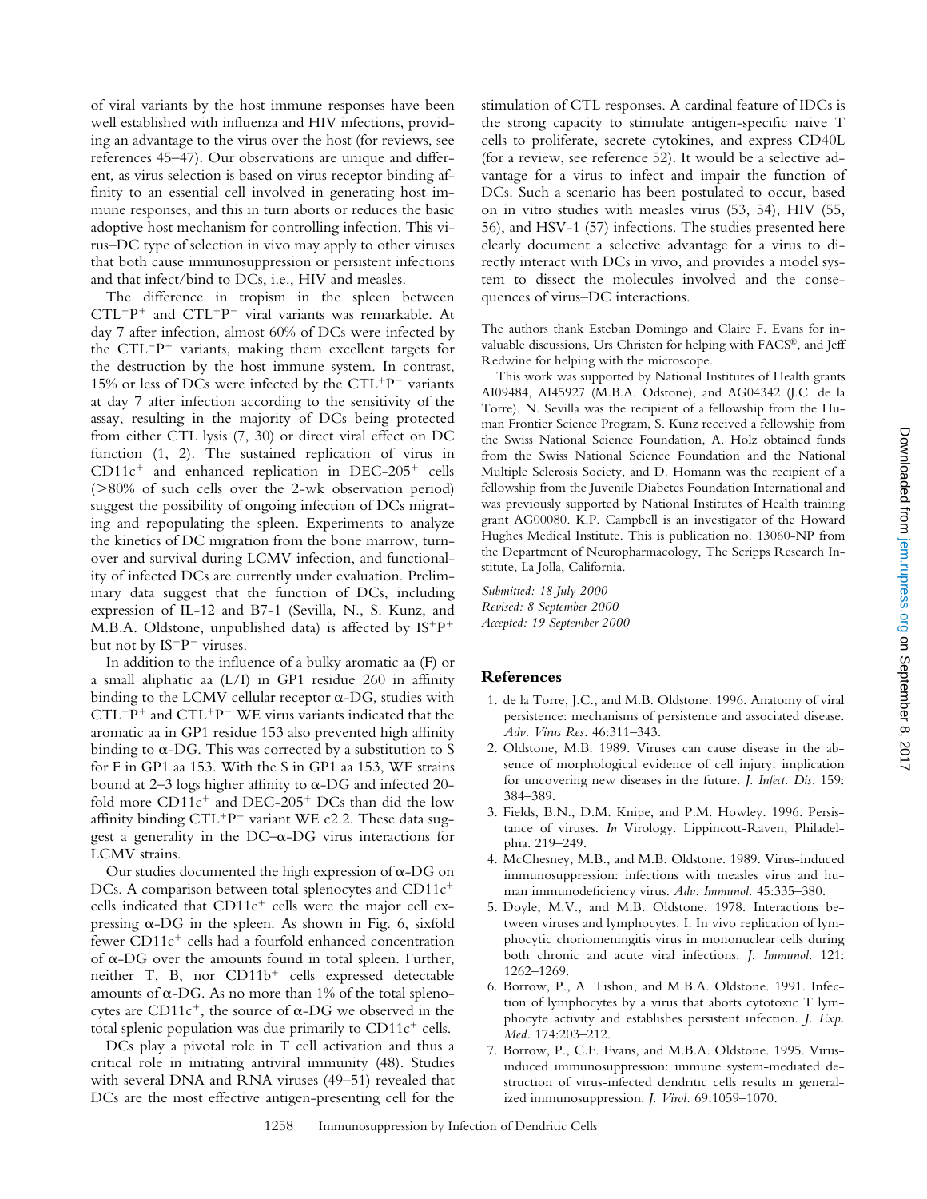of viral variants by the host immune responses have been well established with influenza and HIV infections, providing an advantage to the virus over the host (for reviews, see references 45–47). Our observations are unique and different, as virus selection is based on virus receptor binding affinity to an essential cell involved in generating host immune responses, and this in turn aborts or reduces the basic adoptive host mechanism for controlling infection. This virus–DC type of selection in vivo may apply to other viruses that both cause immunosuppression or persistent infections and that infect/bind to DCs, i.e., HIV and measles.

The difference in tropism in the spleen between $CTL^{-}P^{+}$ and $CTL^{+}P^{-}$ viral variants was remarkable. At day 7 after infection, almost 60% of DCs were infected by the $CTL^{-}P^{+}$ variants, making them excellent targets for the destruction by the host immune system. In contrast, 15% or less of DCs were infected by the $CTL^{+}P^{-}$ variants at day 7 after infection according to the sensitivity of the assay, resulting in the majority of DCs being protected from either CTL lysis (7, 30) or direct viral effect on DC function (1, 2). The sustained replication of virus in $CD11c^{+}$ and enhanced replication in DEC-205$^{+}$ cells (>80% of such cells over the 2-wk observation period) suggest the possibility of ongoing infection of DCs migrating and repopulating the spleen. Experiments to analyze the kinetics of DC migration from the bone marrow, turnover and survival during LCMV infection, and functionality of infected DCs are currently under evaluation. Preliminary data suggest that the function of DCs, including expression of IL-12 and B7-1 (Sevilla, N., S. Kunz, and M.B.A. Oldstone, unpublished data) is affected by $IS^{+}P^{+}$ but not by $IS^{-}P^{-}$ viruses.

In addition to the influence of a bulky aromatic aa (F) or a small aliphatic aa (L/I) in GP1 residue 260 in affinity binding to the LCMV cellular receptor α-DG, studies with $CTL^{-}P^{+}$ and $CTL^{+}P^{-}$ WE virus variants indicated that the aromatic aa in GP1 residue 153 also prevented high affinity binding to α-DG. This was corrected by a substitution to S for F in GP1 aa 153. With the S in GP1 aa 153, WE strains bound at 2–3 logs higher affinity to α-DG and infected 20-fold more $CD11c^{+}$ and DEC-205$^{+}$ DCs than did the low affinity binding $CTL^{+}P^{-}$ variant WE c2.2. These data suggest a generality in the DC–α-DG virus interactions for LCMV strains.

Our studies documented the high expression of α-DG on DCs. A comparison between total splenocytes and $CD11c^{+}$ cells indicated that $CD11c^{+}$ cells were the major cell expressing α-DG in the spleen. As shown in Fig. 6, sixfold fewer $CD11c^{+}$ cells had a fourfold enhanced concentration of α-DG over the amounts found in total spleen. Further, neither T, B, nor $CD11b^{+}$ cells expressed detectable amounts of α-DG. As no more than 1% of the total splenocytes are $CD11c^{+}$, the source of α-DG we observed in the total splenic population was due primarily to $CD11c^{+}$ cells.

DCs play a pivotal role in T cell activation and thus a critical role in initiating antiviral immunity (48). Studies with several DNA and RNA viruses (49–51) revealed that DCs are the most effective antigen-presenting cell for the stimulation of CTL responses. A cardinal feature of IDCs is the strong capacity to stimulate antigen-specific naive T cells to proliferate, secrete cytokines, and express CD40L (for a review, see reference 52). It would be a selective advantage for a virus to infect and impair the function of DCs. Such a scenario has been postulated to occur, based on in vitro studies with measles virus (53, 54), HIV (55, 56), and HSV-1 (57) infections. The studies presented here clearly document a selective advantage for a virus to directly interact with DCs in vivo, and provides a model system to dissect the molecules involved and the consequences of virus–DC interactions.

The authors thank Esteban Domingo and Claire F. Evans for invaluable discussions, Urs Christen for helping with FACS®, and Jeff Redwine for helping with the microscope.

This work was supported by National Institutes of Health grants AI09484, AI45927 (M.B.A. Odstone), and AG04342 (J.C. de la Torre). N. Sevilla was the recipient of a fellowship from the Human Frontier Science Program, S. Kunz received a fellowship from the Swiss National Science Foundation, A. Holz obtained funds from the Swiss National Science Foundation and the National Multiple Sclerosis Society, and D. Homann was the recipient of a fellowship from the Juvenile Diabetes Foundation International and was previously supported by National Institutes of Health training grant AG00080. K.P. Campbell is an investigator of the Howard Hughes Medical Institute. This is publication no. 13060-NP from the Department of Neuropharmacology, The Scripps Research Institute, La Jolla, California.

*Submitted: 18 July 2000*
*Revised: 8 September 2000*
*Accepted: 19 September 2000*

## References

1. de la Torre, J.C., and M.B. Oldstone. 1996. Anatomy of viral persistence: mechanisms of persistence and associated disease. *Adv. Virus Res.* 46:311–343.
2. Oldstone, M.B. 1989. Viruses can cause disease in the absence of morphological evidence of cell injury: implication for uncovering new diseases in the future. *J. Infect. Dis.* 159: 384–389.
3. Fields, B.N., D.M. Knipe, and P.M. Howley. 1996. Persistance of viruses. *In* Virology. Lippincott-Raven, Philadelphia. 219–249.
4. McChesney, M.B., and M.B. Oldstone. 1989. Virus-induced immunosuppression: infections with measles virus and human immunodeficiency virus. *Adv. Immunol.* 45:335–380.
5. Doyle, M.V., and M.B. Oldstone. 1978. Interactions between viruses and lymphocytes. I. In vivo replication of lymphocytic choriomeningitis virus in mononuclear cells during both chronic and acute viral infections. *J. Immunol.* 121: 1262–1269.
6. Borrow, P., A. Tishon, and M.B.A. Oldstone. 1991. Infection of lymphocytes by a virus that aborts cytotoxic T lymphocyte activity and establishes persistent infection. *J. Exp. Med.* 174:203–212.
7. Borrow, P., C.F. Evans, and M.B.A. Oldstone. 1995. Virus-induced immunosuppression: immune system-mediated destruction of virus-infected dendritic cells results in generalized immunosuppression. *J. Virol.* 69:1059–1070.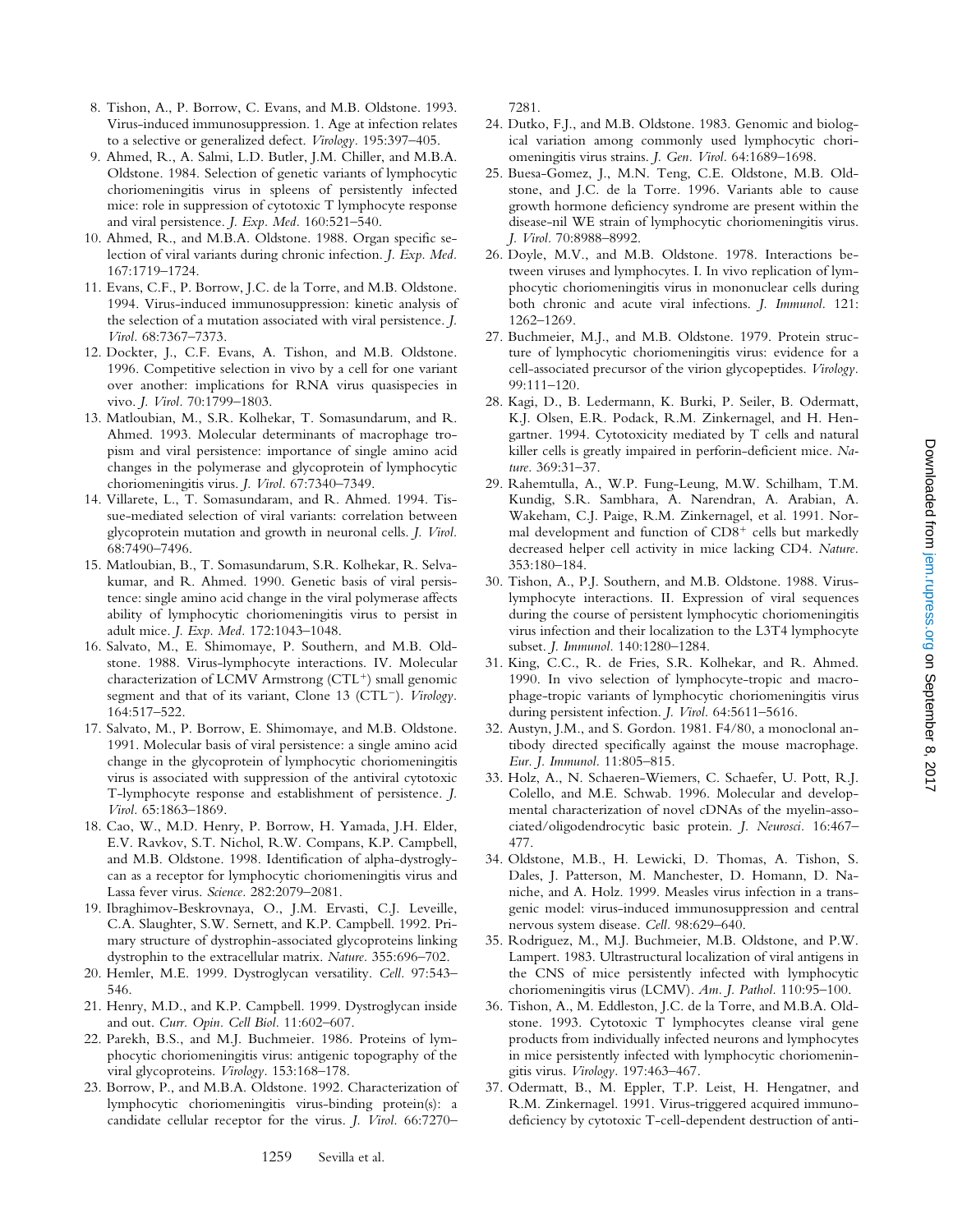8. Tishon, A., P. Borrow, C. Evans, and M.B. Oldstone. 1993. Virus-induced immunosuppression. 1. Age at infection relates to a selective or generalized defect. *Virology.* 195:397–405.
9. Ahmed, R., A. Salmi, L.D. Butler, J.M. Chiller, and M.B.A. Oldstone. 1984. Selection of genetic variants of lymphocytic choriomeningitis virus in spleens of persistently infected mice: role in suppression of cytotoxic T lymphocyte response and viral persistence. *J. Exp. Med.* 160:521–540.
10. Ahmed, R., and M.B.A. Oldstone. 1988. Organ specific selection of viral variants during chronic infection. *J. Exp. Med.* 167:1719–1724.
11. Evans, C.F., P. Borrow, J.C. de la Torre, and M.B. Oldstone. 1994. Virus-induced immunosuppression: kinetic analysis of the selection of a mutation associated with viral persistence. *J. Virol.* 68:7367–7373.
12. Dockter, J., C.F. Evans, A. Tishon, and M.B. Oldstone. 1996. Competitive selection in vivo by a cell for one variant over another: implications for RNA virus quasispecies in vivo. *J. Virol.* 70:1799–1803.
13. Matloubian, M., S.R. Kolhekar, T. Somasundarum, and R. Ahmed. 1993. Molecular determinants of macrophage tropism and viral persistence: importance of single amino acid changes in the polymerase and glycoprotein of lymphocytic choriomeningitis virus. *J. Virol.* 67:7340–7349.
14. Villarete, L., T. Somasundaram, and R. Ahmed. 1994. Tissue-mediated selection of viral variants: correlation between glycoprotein mutation and growth in neuronal cells. *J. Virol.* 68:7490–7496.
15. Matloubian, B., T. Somasundarum, S.R. Kolhekar, R. Selvakumar, and R. Ahmed. 1990. Genetic basis of viral persistence: single amino acid change in the viral polymerase affects ability of lymphocytic choriomeningitis virus to persist in adult mice. *J. Exp. Med.* 172:1043–1048.
16. Salvato, M., E. Shimomaye, P. Southern, and M.B. Oldstone. 1988. Virus-lymphocyte interactions. IV. Molecular characterization of LCMV Armstrong (CTL$^+$) small genomic segment and that of its variant, Clone 13 (CTL$^-$). *Virology.* 164:517–522.
17. Salvato, M., P. Borrow, E. Shimomaye, and M.B. Oldstone. 1991. Molecular basis of viral persistence: a single amino acid change in the glycoprotein of lymphocytic choriomeningitis virus is associated with suppression of the antiviral cytotoxic T-lymphocyte response and establishment of persistence. *J. Virol.* 65:1863–1869.
18. Cao, W., M.D. Henry, P. Borrow, H. Yamada, J.H. Elder, E.V. Ravkov, S.T. Nichol, R.W. Compans, K.P. Campbell, and M.B. Oldstone. 1998. Identification of alpha-dystroglycan as a receptor for lymphocytic choriomeningitis virus and Lassa fever virus. *Science.* 282:2079–2081.
19. Ibraghimov-Beskrovnaya, O., J.M. Ervasti, C.J. Leveille, C.A. Slaughter, S.W. Sernett, and K.P. Campbell. 1992. Primary structure of dystrophin-associated glycoproteins linking dystrophin to the extracellular matrix. *Nature.* 355:696–702.
20. Hemler, M.E. 1999. Dystroglycan versatility. *Cell.* 97:543–546.
21. Henry, M.D., and K.P. Campbell. 1999. Dystroglycan inside and out. *Curr. Opin. Cell Biol.* 11:602–607.
22. Parekh, B.S., and M.J. Buchmeier. 1986. Proteins of lymphocytic choriomeningitis virus: antigenic topography of the viral glycoproteins. *Virology.* 153:168–178.
23. Borrow, P., and M.B.A. Oldstone. 1992. Characterization of lymphocytic choriomeningitis virus-binding protein(s): a candidate cellular receptor for the virus. *J. Virol.* 66:7270–7281.
24. Dutko, F.J., and M.B. Oldstone. 1983. Genomic and biological variation among commonly used lymphocytic choriomeningitis virus strains. *J. Gen. Virol.* 64:1689–1698.
25. Buesa-Gomez, J., M.N. Teng, C.E. Oldstone, M.B. Oldstone, and J.C. de la Torre. 1996. Variants able to cause growth hormone deficiency syndrome are present within the disease-nil WE strain of lymphocytic choriomeningitis virus. *J. Virol.* 70:8988–8992.
26. Doyle, M.V., and M.B. Oldstone. 1978. Interactions between viruses and lymphocytes. I. In vivo replication of lymphocytic choriomeningitis virus in mononuclear cells during both chronic and acute viral infections. *J. Immunol.* 121: 1262–1269.
27. Buchmeier, M.J., and M.B. Oldstone. 1979. Protein structure of lymphocytic choriomeningitis virus: evidence for a cell-associated precursor of the virion glycopeptides. *Virology.* 99:111–120.
28. Kagi, D., B. Ledermann, K. Burki, P. Seiler, B. Odermatt, K.J. Olsen, E.R. Podack, R.M. Zinkernagel, and H. Hengartner. 1994. Cytotoxicity mediated by T cells and natural killer cells is greatly impaired in perforin-deficient mice. *Nature.* 369:31–37.
29. Rahemtulla, A., W.P. Fung-Leung, M.W. Schilham, T.M. Kundig, S.R. Sambhara, A. Narendran, A. Arabian, A. Wakeham, C.J. Paige, R.M. Zinkernagel, et al. 1991. Normal development and function of CD8$^+$ cells but markedly decreased helper cell activity in mice lacking CD4. *Nature.* 353:180–184.
30. Tishon, A., P.J. Southern, and M.B. Oldstone. 1988. Virus-lymphocyte interactions. II. Expression of viral sequences during the course of persistent lymphocytic choriomeningitis virus infection and their localization to the L3T4 lymphocyte subset. *J. Immunol.* 140:1280–1284.
31. King, C.C., R. de Fries, S.R. Kolhekar, and R. Ahmed. 1990. In vivo selection of lymphocyte-tropic and macrophage-tropic variants of lymphocytic choriomeningitis virus during persistent infection. *J. Virol.* 64:5611–5616.
32. Austyn, J.M., and S. Gordon. 1981. F4/80, a monoclonal antibody directed specifically against the mouse macrophage. *Eur. J. Immunol.* 11:805–815.
33. Holz, A., N. Schaeren-Wiemers, C. Schaefer, U. Pott, R.J. Colello, and M.E. Schwab. 1996. Molecular and developmental characterization of novel cDNAs of the myelin-associated/oligodendrocytic basic protein. *J. Neurosci.* 16:467–477.
34. Oldstone, M.B., H. Lewicki, D. Thomas, A. Tishon, S. Dales, J. Patterson, M. Manchester, D. Homann, D. Naniche, and A. Holz. 1999. Measles virus infection in a transgenic model: virus-induced immunosuppression and central nervous system disease. *Cell.* 98:629–640.
35. Rodriguez, M., M.J. Buchmeier, M.B. Oldstone, and P.W. Lampert. 1983. Ultrastructural localization of viral antigens in the CNS of mice persistently infected with lymphocytic choriomeningitis virus (LCMV). *Am. J. Pathol.* 110:95–100.
36. Tishon, A., M. Eddleston, J.C. de la Torre, and M.B.A. Oldstone. 1993. Cytotoxic T lymphocytes cleanse viral gene products from individually infected neurons and lymphocytes in mice persistently infected with lymphocytic choriomeningitis virus. *Virology.* 197:463–467.
37. Odermatt, B., M. Eppler, T.P. Leist, H. Hengatner, and R.M. Zinkernagel. 1991. Virus-triggered acquired immunodeficiency by cytotoxic T-cell-dependent destruction of anti-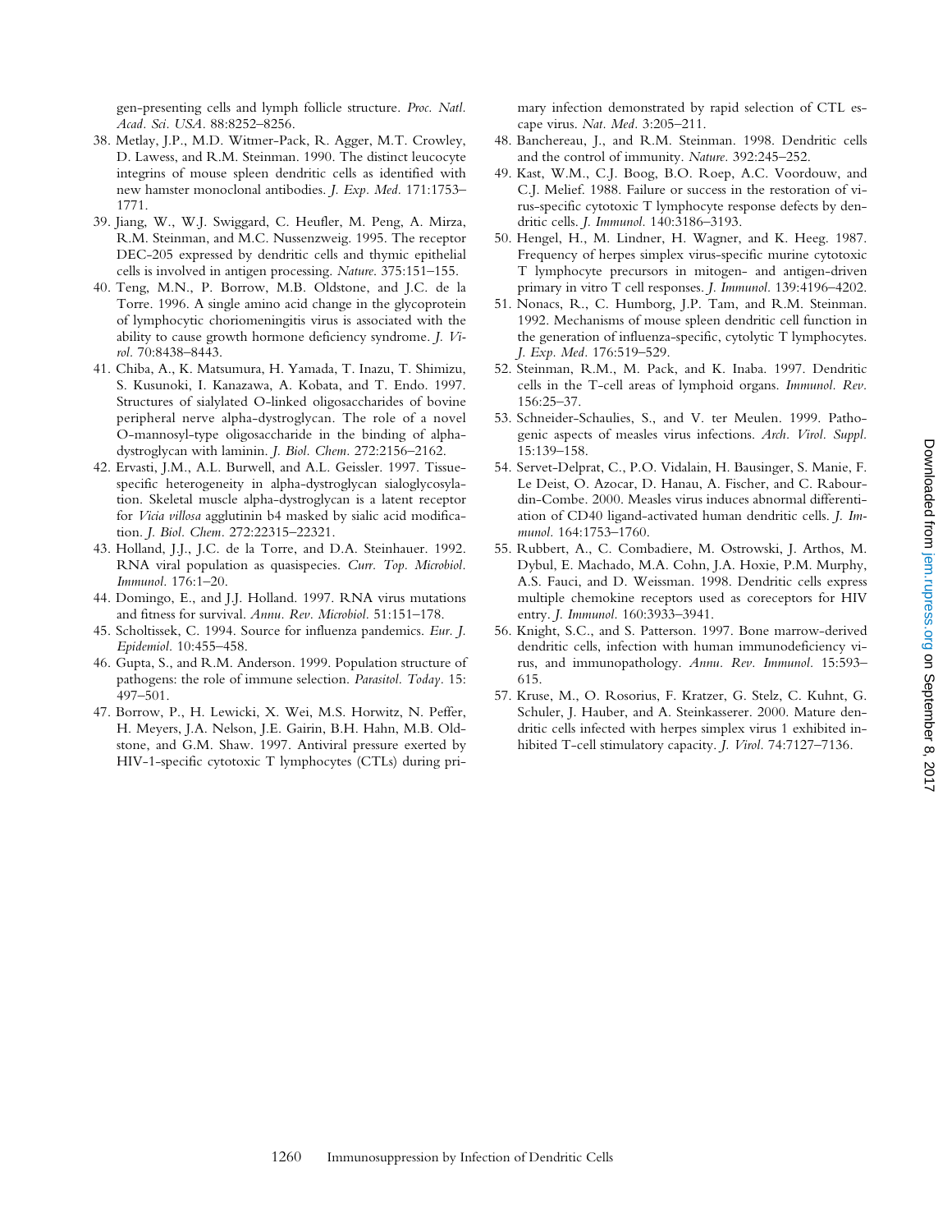gen-presenting cells and lymph follicle structure. *Proc. Natl. Acad. Sci. USA.* 88:8252–8256.

38. Metlay, J.P., M.D. Witmer-Pack, R. Agger, M.T. Crowley, D. Lawess, and R.M. Steinman. 1990. The distinct leucocyte integrins of mouse spleen dendritic cells as identified with new hamster monoclonal antibodies. *J. Exp. Med.* 171:1753–1771.
39. Jiang, W., W.J. Swiggard, C. Heufler, M. Peng, A. Mirza, R.M. Steinman, and M.C. Nussenzweig. 1995. The receptor DEC-205 expressed by dendritic cells and thymic epithelial cells is involved in antigen processing. *Nature.* 375:151–155.
40. Teng, M.N., P. Borrow, M.B. Oldstone, and J.C. de la Torre. 1996. A single amino acid change in the glycoprotein of lymphocytic choriomeningitis virus is associated with the ability to cause growth hormone deficiency syndrome. *J. Virol.* 70:8438–8443.
41. Chiba, A., K. Matsumura, H. Yamada, T. Inazu, T. Shimizu, S. Kusunoki, I. Kanazawa, A. Kobata, and T. Endo. 1997. Structures of sialylated O-linked oligosaccharides of bovine peripheral nerve alpha-dystroglycan. The role of a novel O-mannosyl-type oligosaccharide in the binding of alpha-dystroglycan with laminin. *J. Biol. Chem.* 272:2156–2162.
42. Ervasti, J.M., A.L. Burwell, and A.L. Geissler. 1997. Tissue-specific heterogeneity in alpha-dystroglycan sialoglycosylation. Skeletal muscle alpha-dystroglycan is a latent receptor for *Vicia villosa* agglutinin b4 masked by sialic acid modification. *J. Biol. Chem.* 272:22315–22321.
43. Holland, J.J., J.C. de la Torre, and D.A. Steinhauer. 1992. RNA viral population as quasispecies. *Curr. Top. Microbiol. Immunol.* 176:1–20.
44. Domingo, E., and J.J. Holland. 1997. RNA virus mutations and fitness for survival. *Annu. Rev. Microbiol.* 51:151–178.
45. Scholtissek, C. 1994. Source for influenza pandemics. *Eur. J. Epidemiol.* 10:455–458.
46. Gupta, S., and R.M. Anderson. 1999. Population structure of pathogens: the role of immune selection. *Parasitol. Today.* 15: 497–501.
47. Borrow, P., H. Lewicki, X. Wei, M.S. Horwitz, N. Peffer, H. Meyers, J.A. Nelson, J.E. Gairin, B.H. Hahn, M.B. Oldstone, and G.M. Shaw. 1997. Antiviral pressure exerted by HIV-1-specific cytotoxic T lymphocytes (CTLs) during primary infection demonstrated by rapid selection of CTL escape virus. *Nat. Med.* 3:205–211.
48. Banchereau, J., and R.M. Steinman. 1998. Dendritic cells and the control of immunity. *Nature.* 392:245–252.
49. Kast, W.M., C.J. Boog, B.O. Roep, A.C. Voordouw, and C.J. Melief. 1988. Failure or success in the restoration of virus-specific cytotoxic T lymphocyte response defects by dendritic cells. *J. Immunol.* 140:3186–3193.
50. Hengel, H., M. Lindner, H. Wagner, and K. Heeg. 1987. Frequency of herpes simplex virus-specific murine cytotoxic T lymphocyte precursors in mitogen- and antigen-driven primary in vitro T cell responses. *J. Immunol.* 139:4196–4202.
51. Nonacs, R., C. Humborg, J.P. Tam, and R.M. Steinman. 1992. Mechanisms of mouse spleen dendritic cell function in the generation of influenza-specific, cytolytic T lymphocytes. *J. Exp. Med.* 176:519–529.
52. Steinman, R.M., M. Pack, and K. Inaba. 1997. Dendritic cells in the T-cell areas of lymphoid organs. *Immunol. Rev.* 156:25–37.
53. Schneider-Schaulies, S., and V. ter Meulen. 1999. Pathogenic aspects of measles virus infections. *Arch. Virol. Suppl.* 15:139–158.
54. Servet-Delprat, C., P.O. Vidalain, H. Bausinger, S. Manie, F. Le Deist, O. Azocar, D. Hanau, A. Fischer, and C. Rabourdin-Combe. 2000. Measles virus induces abnormal differentiation of CD40 ligand-activated human dendritic cells. *J. Immunol.* 164:1753–1760.
55. Rubbert, A., C. Combadiere, M. Ostrowski, J. Arthos, M. Dybul, E. Machado, M.A. Cohn, J.A. Hoxie, P.M. Murphy, A.S. Fauci, and D. Weissman. 1998. Dendritic cells express multiple chemokine receptors used as coreceptors for HIV entry. *J. Immunol.* 160:3933–3941.
56. Knight, S.C., and S. Patterson. 1997. Bone marrow-derived dendritic cells, infection with human immunodeficiency virus, and immunopathology. *Annu. Rev. Immunol.* 15:593–615.
57. Kruse, M., O. Rosorius, F. Kratzer, G. Stelz, C. Kuhnt, G. Schuler, J. Hauber, and A. Steinkasserer. 2000. Mature dendritic cells infected with herpes simplex virus 1 exhibited inhibited T-cell stimulatory capacity. *J. Virol.* 74:7127–7136.